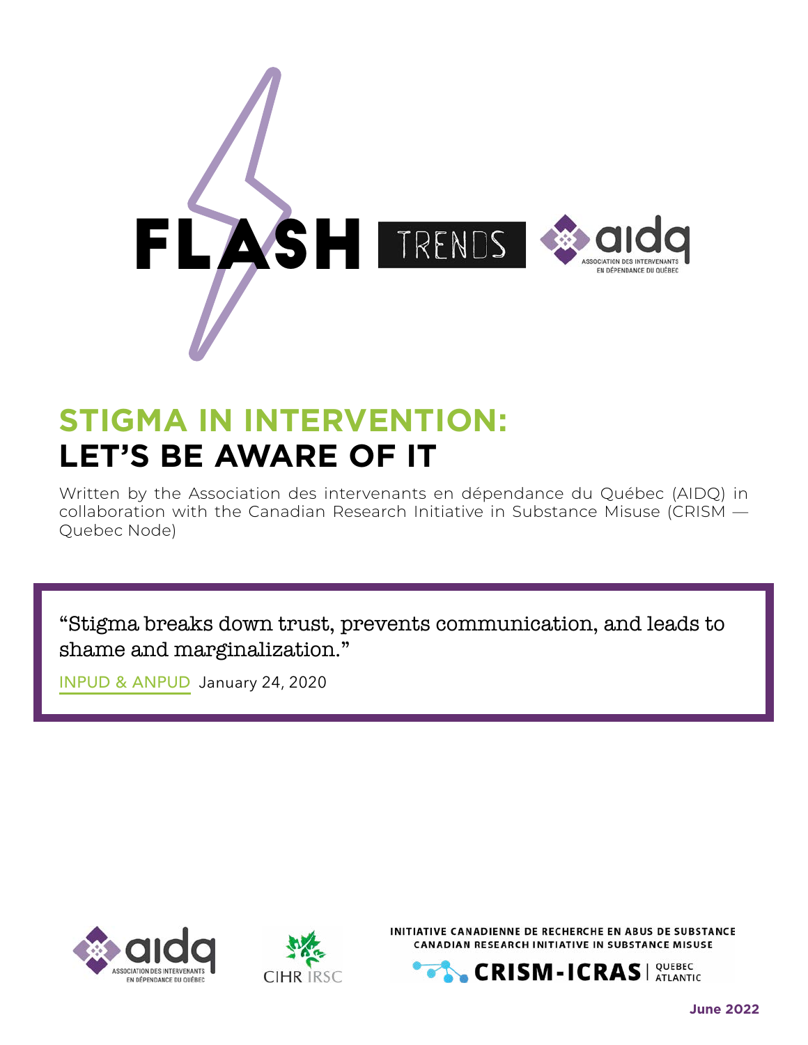FLASH TRENDS

# STIGMA IN INTERVENTION: LET'S BE AWARE OF IT

Written by the Association des intervenants en dépendance du Québec (AIDQ) in collaboration with the Canadian Research Initiative in Substance Misuse (CRISM — Quebec Node)

> "Stigma breaks down trust, prevents communication, and leads to shame and marginalization."
>
> INPUD & ANPUD January 24, 2020

aidq — Association des intervenants en dépendance du Québec

CIHR IRSC

Initiative canadienne de recherche en abus de substance
Canadian Research Initiative in Substance Misuse
CRISM-ICRAS | Quebec Atlantic

June 2022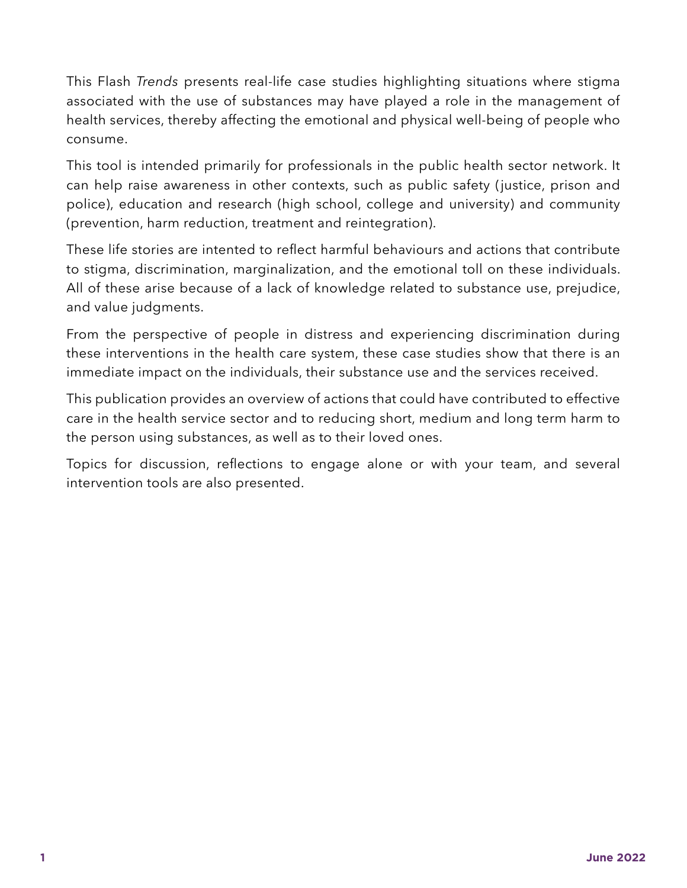This Flash *Trends* presents real-life case studies highlighting situations where stigma associated with the use of substances may have played a role in the management of health services, thereby affecting the emotional and physical well-being of people who consume.

This tool is intended primarily for professionals in the public health sector network. It can help raise awareness in other contexts, such as public safety (justice, prison and police), education and research (high school, college and university) and community (prevention, harm reduction, treatment and reintegration).

These life stories are intented to reflect harmful behaviours and actions that contribute to stigma, discrimination, marginalization, and the emotional toll on these individuals. All of these arise because of a lack of knowledge related to substance use, prejudice, and value judgments.

From the perspective of people in distress and experiencing discrimination during these interventions in the health care system, these case studies show that there is an immediate impact on the individuals, their substance use and the services received.

This publication provides an overview of actions that could have contributed to effective care in the health service sector and to reducing short, medium and long term harm to the person using substances, as well as to their loved ones.

Topics for discussion, reflections to engage alone or with your team, and several intervention tools are also presented.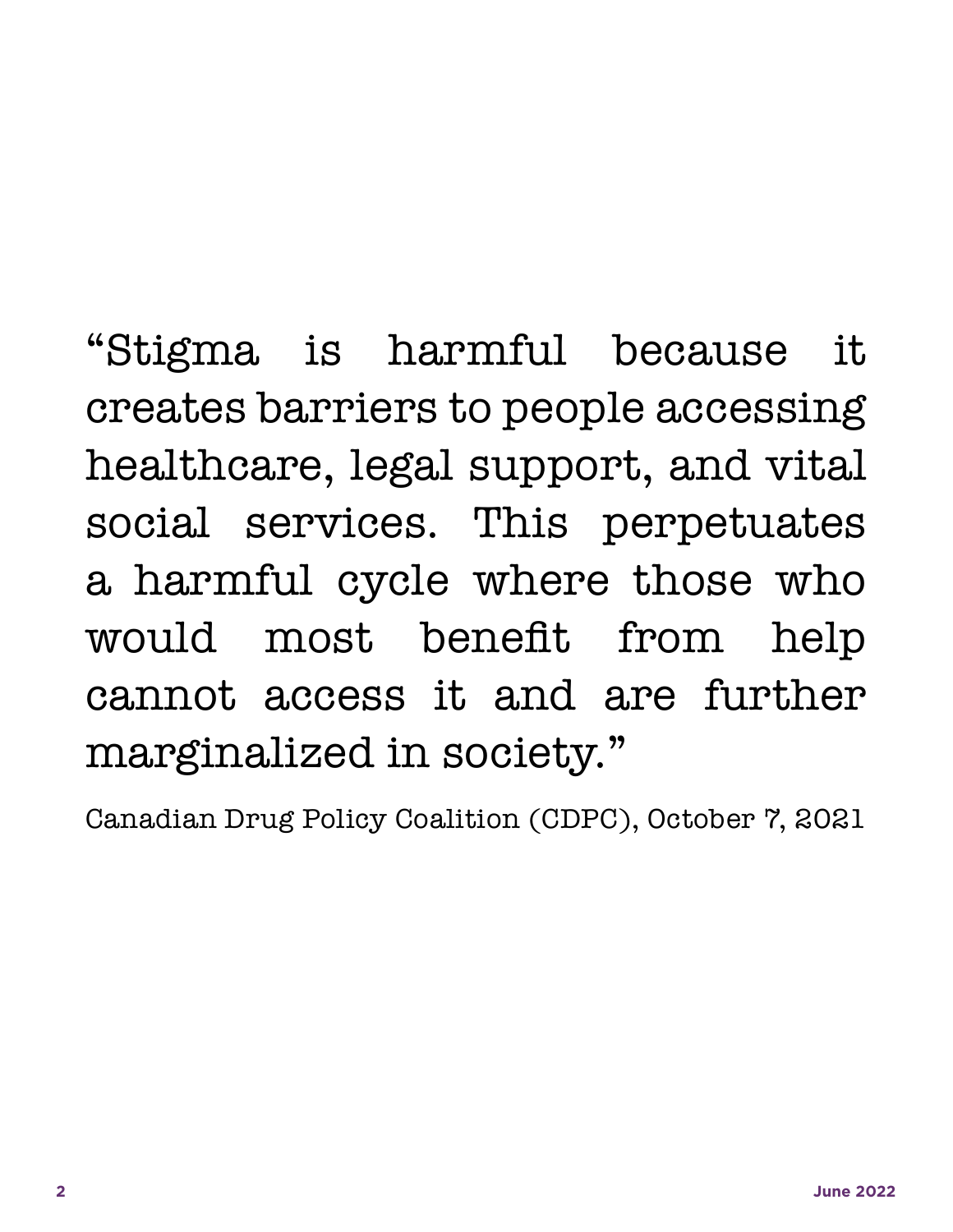"Stigma is harmful because it creates barriers to people accessing healthcare, legal support, and vital social services. This perpetuates a harmful cycle where those who would most benefit from help cannot access it and are further marginalized in society."

Canadian Drug Policy Coalition (CDPC), October 7, 2021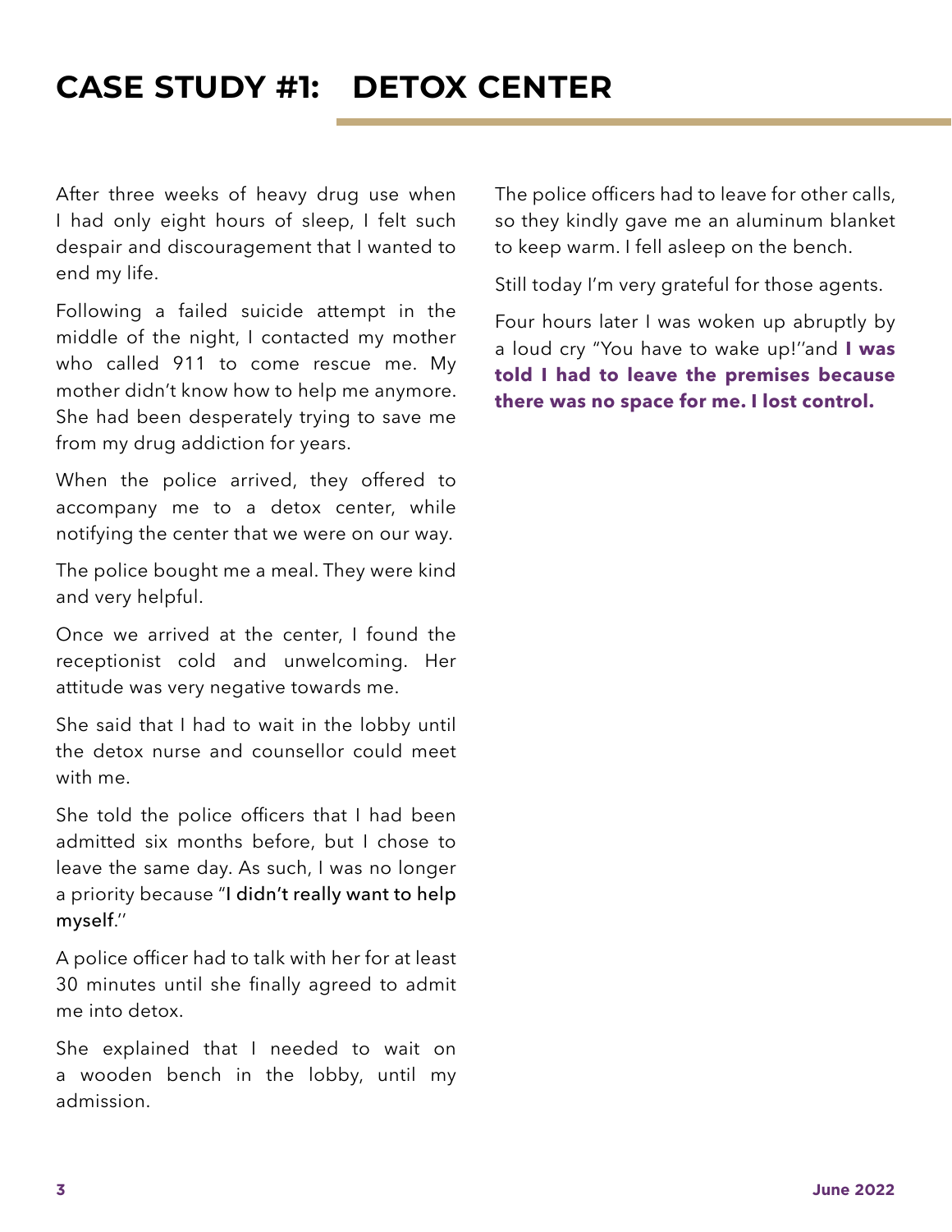# CASE STUDY #1: DETOX CENTER

After three weeks of heavy drug use when I had only eight hours of sleep, I felt such despair and discouragement that I wanted to end my life.

Following a failed suicide attempt in the middle of the night, I contacted my mother who called 911 to come rescue me. My mother didn't know how to help me anymore. She had been desperately trying to save me from my drug addiction for years.

When the police arrived, they offered to accompany me to a detox center, while notifying the center that we were on our way.

The police bought me a meal. They were kind and very helpful.

Once we arrived at the center, I found the receptionist cold and unwelcoming. Her attitude was very negative towards me.

She said that I had to wait in the lobby until the detox nurse and counsellor could meet with me.

She told the police officers that I had been admitted six months before, but I chose to leave the same day. As such, I was no longer a priority because "I didn't really want to help myself."

A police officer had to talk with her for at least 30 minutes until she finally agreed to admit me into detox.

She explained that I needed to wait on a wooden bench in the lobby, until my admission.

The police officers had to leave for other calls, so they kindly gave me an aluminum blanket to keep warm. I fell asleep on the bench.

Still today I'm very grateful for those agents.

Four hours later I was woken up abruptly by a loud cry "You have to wake up!" and **I was told I had to leave the premises because there was no space for me. I lost control.**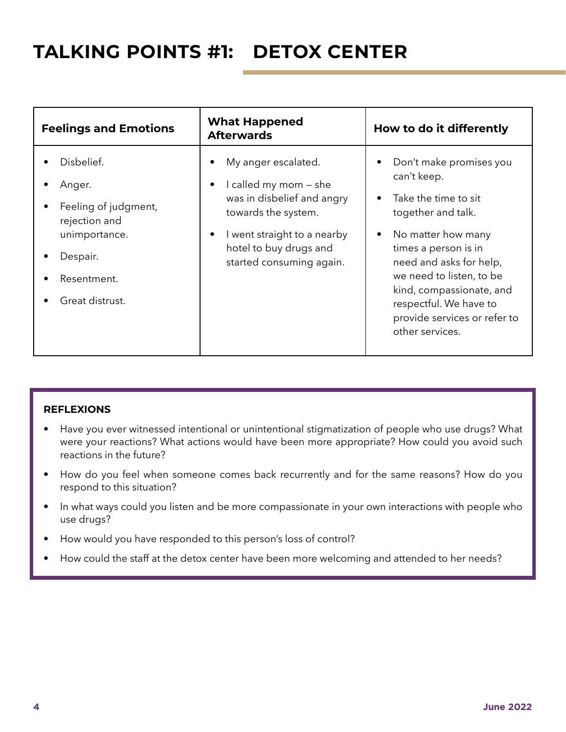# TALKING POINTS #1: DETOX CENTER

| Feelings and Emotions | What Happened Afterwards | How to do it differently |
|---|---|---|
| • Disbelief.<br>• Anger.<br>• Feeling of judgment, rejection and unimportance.<br>• Despair.<br>• Resentment.<br>• Great distrust. | • My anger escalated.<br>• I called my mom – she was in disbelief and angry towards the system.<br>• I went straight to a nearby hotel to buy drugs and started consuming again. | • Don't make promises you can't keep.<br>• Take the time to sit together and talk.<br>• No matter how many times a person is in need and asks for help, we need to listen, to be kind, compassionate, and respectful. We have to provide services or refer to other services. |

**REFLEXIONS**

- Have you ever witnessed intentional or unintentional stigmatization of people who use drugs? What were your reactions? What actions would have been more appropriate? How could you avoid such reactions in the future?
- How do you feel when someone comes back recurrently and for the same reasons? How do you respond to this situation?
- In what ways could you listen and be more compassionate in your own interactions with people who use drugs?
- How would you have responded to this person's loss of control?
- How could the staff at the detox center have been more welcoming and attended to her needs?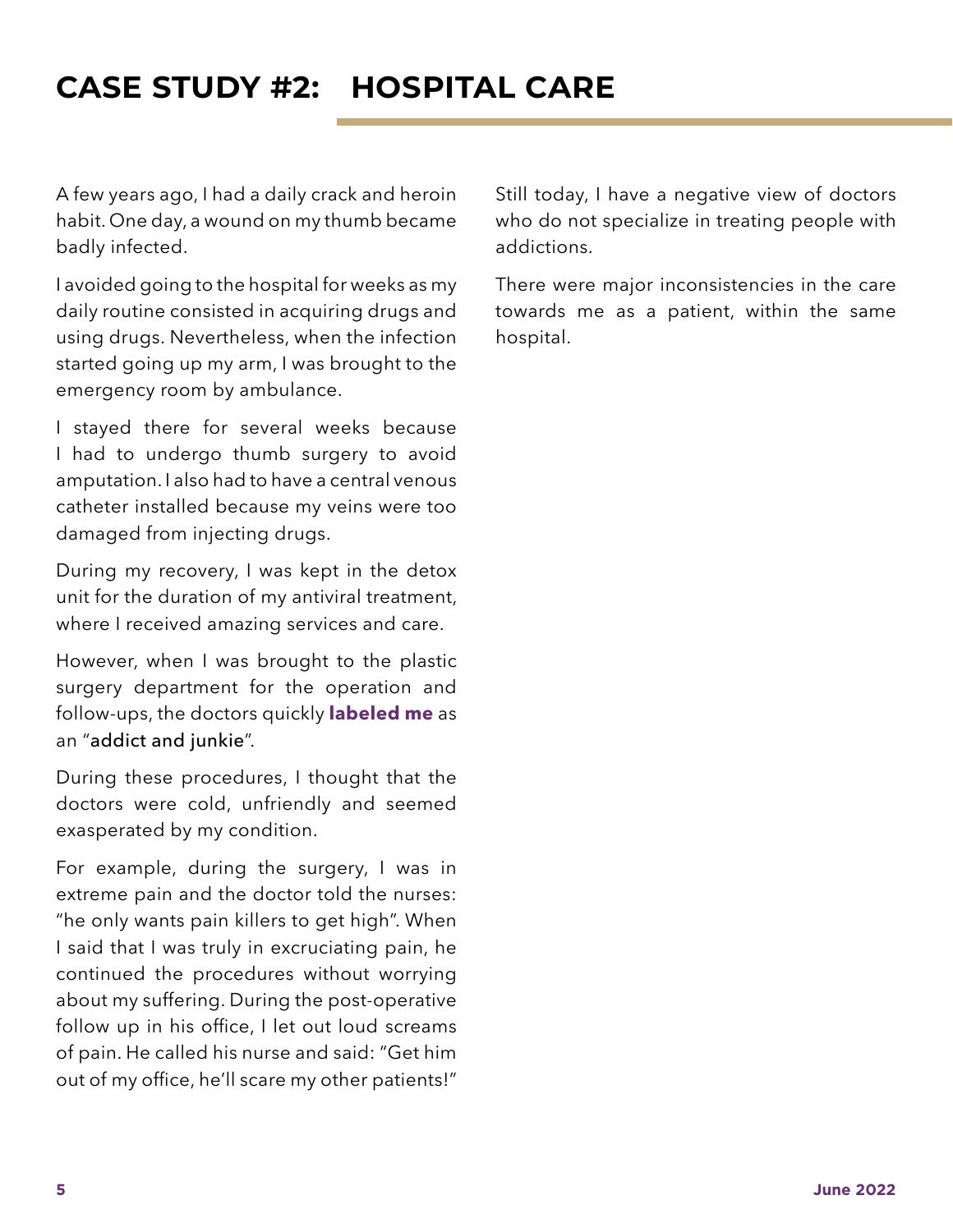# CASE STUDY #2: HOSPITAL CARE

A few years ago, I had a daily crack and heroin habit. One day, a wound on my thumb became badly infected.

I avoided going to the hospital for weeks as my daily routine consisted in acquiring drugs and using drugs. Nevertheless, when the infection started going up my arm, I was brought to the emergency room by ambulance.

I stayed there for several weeks because I had to undergo thumb surgery to avoid amputation. I also had to have a central venous catheter installed because my veins were too damaged from injecting drugs.

During my recovery, I was kept in the detox unit for the duration of my antiviral treatment, where I received amazing services and care.

However, when I was brought to the plastic surgery department for the operation and follow-ups, the doctors quickly **labeled me** as an "addict and junkie".

During these procedures, I thought that the doctors were cold, unfriendly and seemed exasperated by my condition.

For example, during the surgery, I was in extreme pain and the doctor told the nurses: "he only wants pain killers to get high". When I said that I was truly in excruciating pain, he continued the procedures without worrying about my suffering. During the post-operative follow up in his office, I let out loud screams of pain. He called his nurse and said: "Get him out of my office, he'll scare my other patients!"

Still today, I have a negative view of doctors who do not specialize in treating people with addictions.

There were major inconsistencies in the care towards me as a patient, within the same hospital.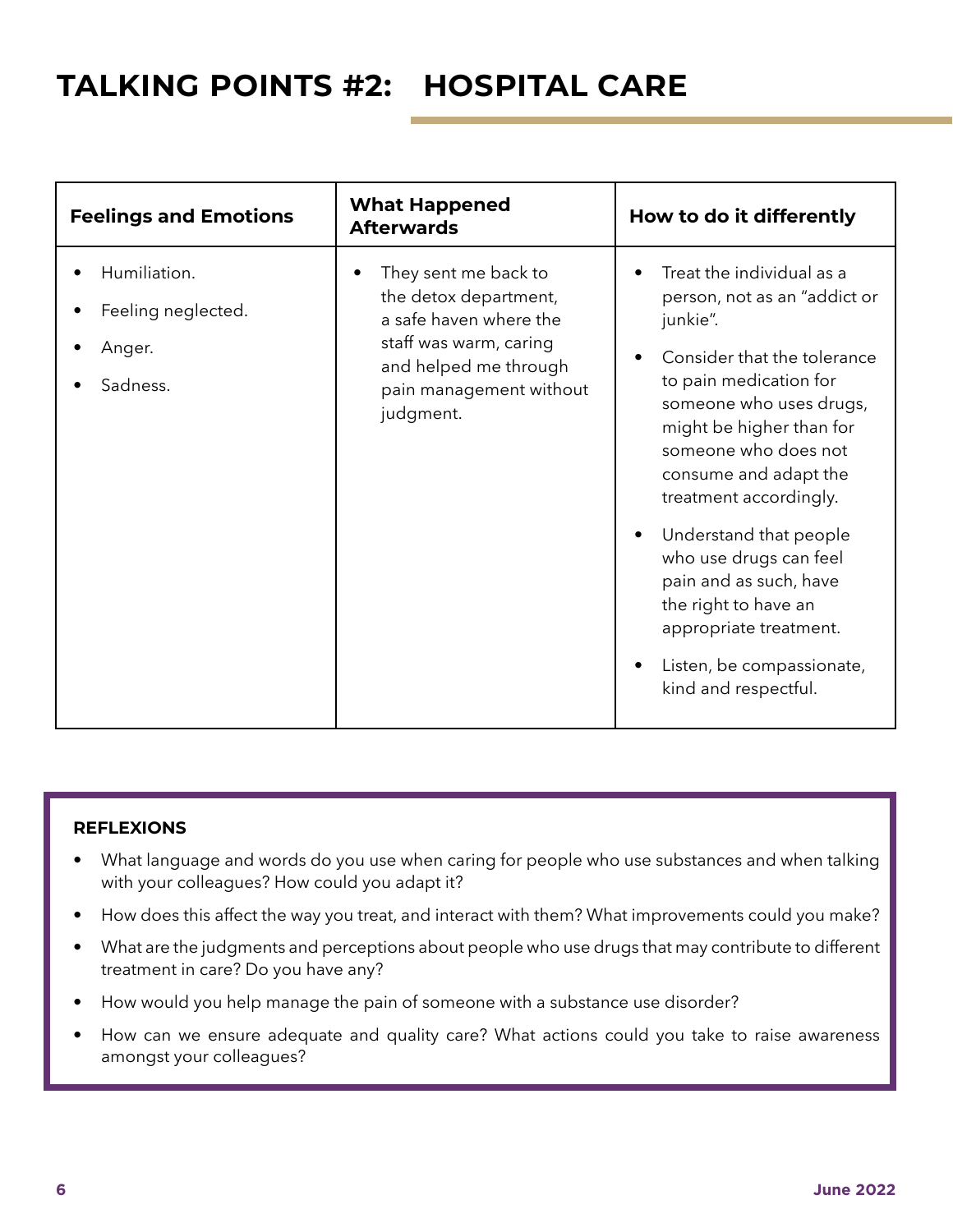# TALKING POINTS #2: HOSPITAL CARE

| Feelings and Emotions | What Happened Afterwards | How to do it differently |
| --- | --- | --- |
| • Humiliation.<br>• Feeling neglected.<br>• Anger.<br>• Sadness. | • They sent me back to the detox department, a safe haven where the staff was warm, caring and helped me through pain management without judgment. | • Treat the individual as a person, not as an "addict or junkie".<br>• Consider that the tolerance to pain medication for someone who uses drugs, might be higher than for someone who does not consume and adapt the treatment accordingly.<br>• Understand that people who use drugs can feel pain and as such, have the right to have an appropriate treatment.<br>• Listen, be compassionate, kind and respectful. |

**REFLEXIONS**

- What language and words do you use when caring for people who use substances and when talking with your colleagues? How could you adapt it?
- How does this affect the way you treat, and interact with them? What improvements could you make?
- What are the judgments and perceptions about people who use drugs that may contribute to different treatment in care? Do you have any?
- How would you help manage the pain of someone with a substance use disorder?
- How can we ensure adequate and quality care? What actions could you take to raise awareness amongst your colleagues?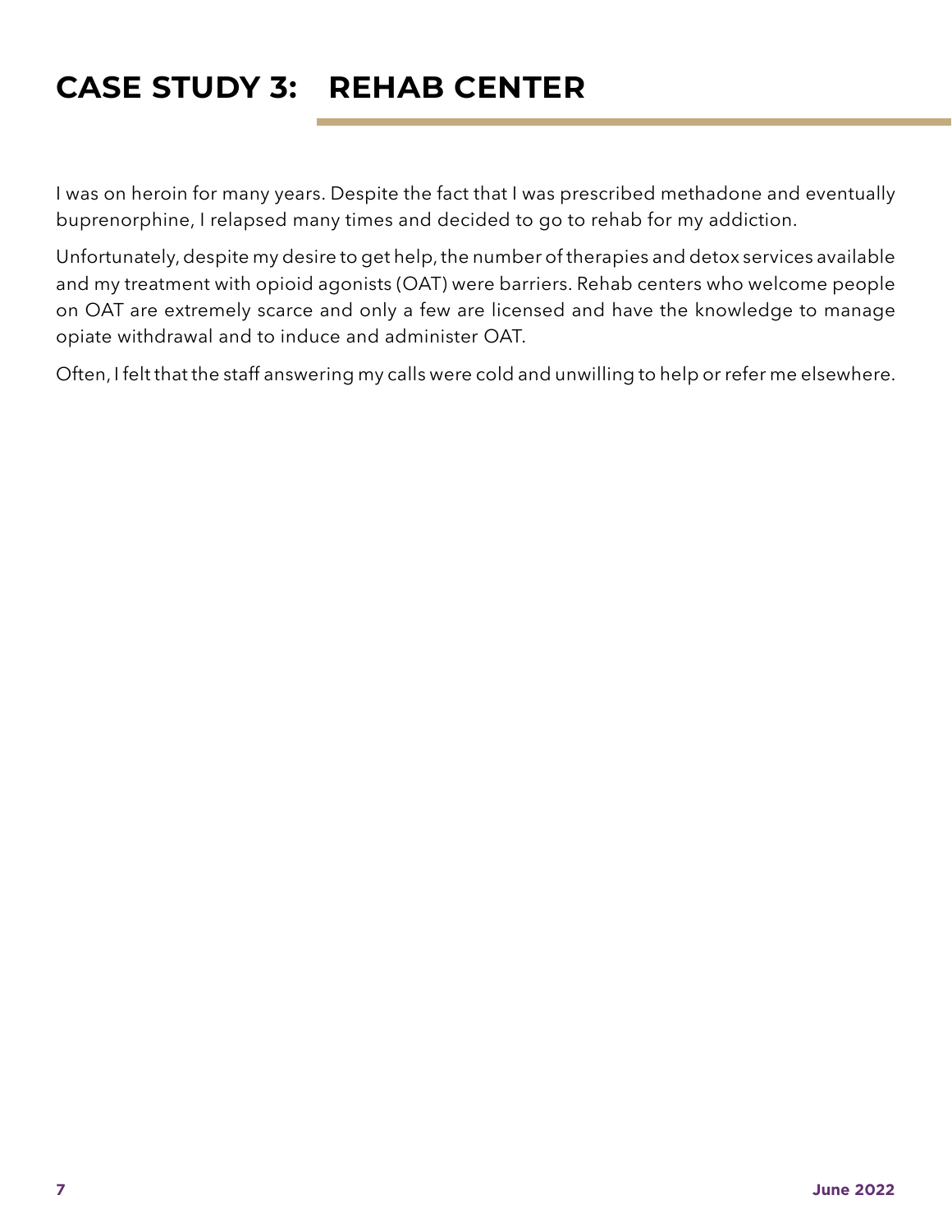# CASE STUDY 3: REHAB CENTER

I was on heroin for many years. Despite the fact that I was prescribed methadone and eventually buprenorphine, I relapsed many times and decided to go to rehab for my addiction.

Unfortunately, despite my desire to get help, the number of therapies and detox services available and my treatment with opioid agonists (OAT) were barriers. Rehab centers who welcome people on OAT are extremely scarce and only a few are licensed and have the knowledge to manage opiate withdrawal and to induce and administer OAT.

Often, I felt that the staff answering my calls were cold and unwilling to help or refer me elsewhere.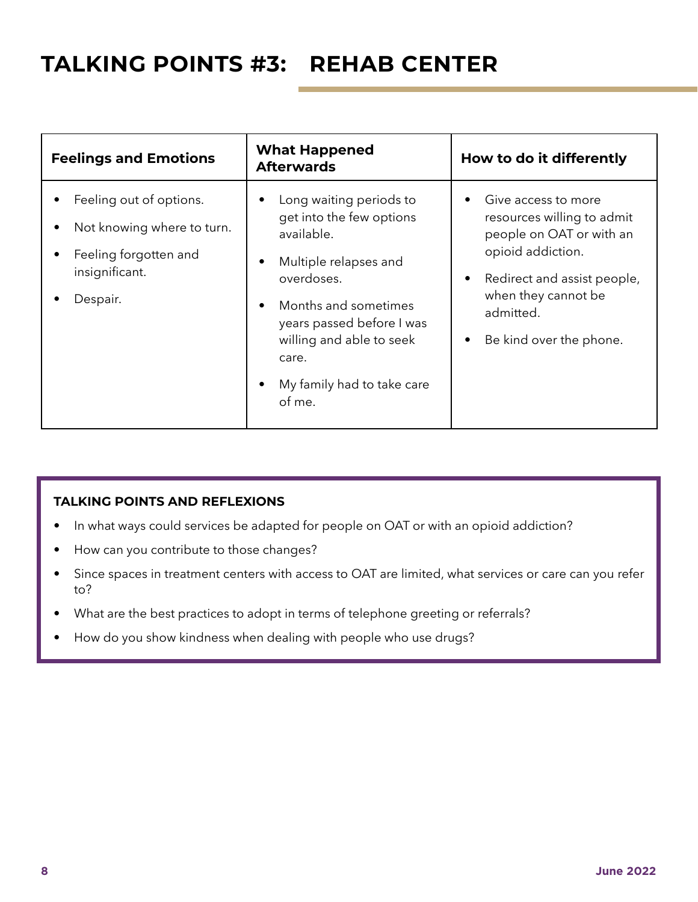# TALKING POINTS #3: REHAB CENTER

| Feelings and Emotions | What Happened Afterwards | How to do it differently |
|---|---|---|
| • Feeling out of options.<br>• Not knowing where to turn.<br>• Feeling forgotten and insignificant.<br>• Despair. | • Long waiting periods to get into the few options available.<br>• Multiple relapses and overdoses.<br>• Months and sometimes years passed before I was willing and able to seek care.<br>• My family had to take care of me. | • Give access to more resources willing to admit people on OAT or with an opioid addiction.<br>• Redirect and assist people, when they cannot be admitted.<br>• Be kind over the phone. |

**TALKING POINTS AND REFLEXIONS**

- In what ways could services be adapted for people on OAT or with an opioid addiction?
- How can you contribute to those changes?
- Since spaces in treatment centers with access to OAT are limited, what services or care can you refer to?
- What are the best practices to adopt in terms of telephone greeting or referrals?
- How do you show kindness when dealing with people who use drugs?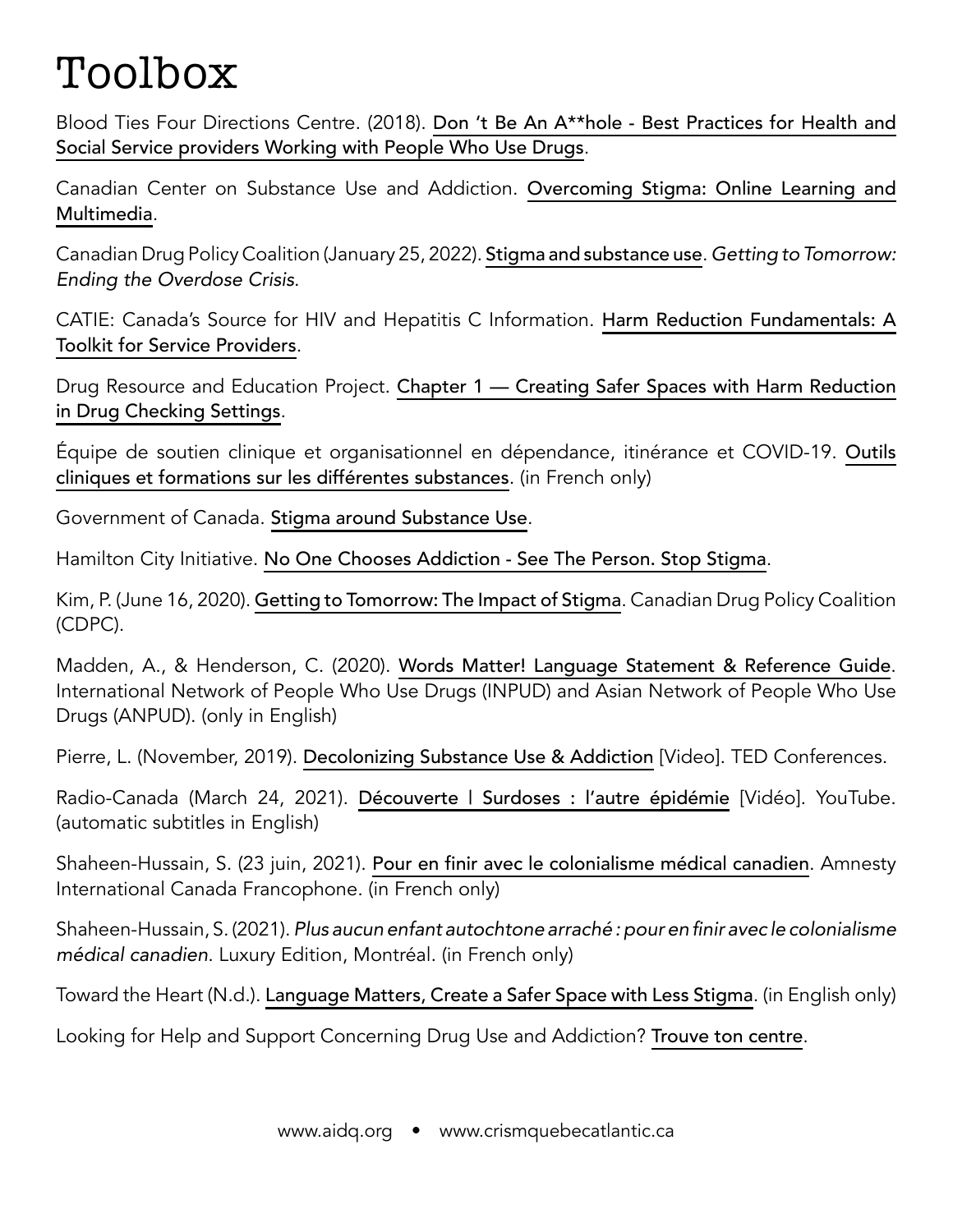# Toolbox

Blood Ties Four Directions Centre. (2018). Don 't Be An A**hole - Best Practices for Health and Social Service providers Working with People Who Use Drugs.

Canadian Center on Substance Use and Addiction. Overcoming Stigma: Online Learning and Multimedia.

Canadian Drug Policy Coalition (January 25, 2022). Stigma and substance use. *Getting to Tomorrow: Ending the Overdose Crisis.*

CATIE: Canada's Source for HIV and Hepatitis C Information. Harm Reduction Fundamentals: A Toolkit for Service Providers.

Drug Resource and Education Project. Chapter 1 — Creating Safer Spaces with Harm Reduction in Drug Checking Settings.

Équipe de soutien clinique et organisationnel en dépendance, itinérance et COVID-19. Outils cliniques et formations sur les différentes substances. (in French only)

Government of Canada. Stigma around Substance Use.

Hamilton City Initiative. No One Chooses Addiction - See The Person. Stop Stigma.

Kim, P. (June 16, 2020). Getting to Tomorrow: The Impact of Stigma. Canadian Drug Policy Coalition (CDPC).

Madden, A., & Henderson, C. (2020). Words Matter! Language Statement & Reference Guide. International Network of People Who Use Drugs (INPUD) and Asian Network of People Who Use Drugs (ANPUD). (only in English)

Pierre, L. (November, 2019). Decolonizing Substance Use & Addiction [Video]. TED Conferences.

Radio-Canada (March 24, 2021). Découverte | Surdoses : l'autre épidémie [Vidéo]. YouTube. (automatic subtitles in English)

Shaheen-Hussain, S. (23 juin, 2021). Pour en finir avec le colonialisme médical canadien. Amnesty International Canada Francophone. (in French only)

Shaheen-Hussain, S. (2021). *Plus aucun enfant autochtone arraché : pour en finir avec le colonialisme médical canadien*. Luxury Edition, Montréal. (in French only)

Toward the Heart (N.d.). Language Matters, Create a Safer Space with Less Stigma. (in English only)

Looking for Help and Support Concerning Drug Use and Addiction? Trouve ton centre.

www.aidq.org • www.crismquebecatlantic.ca